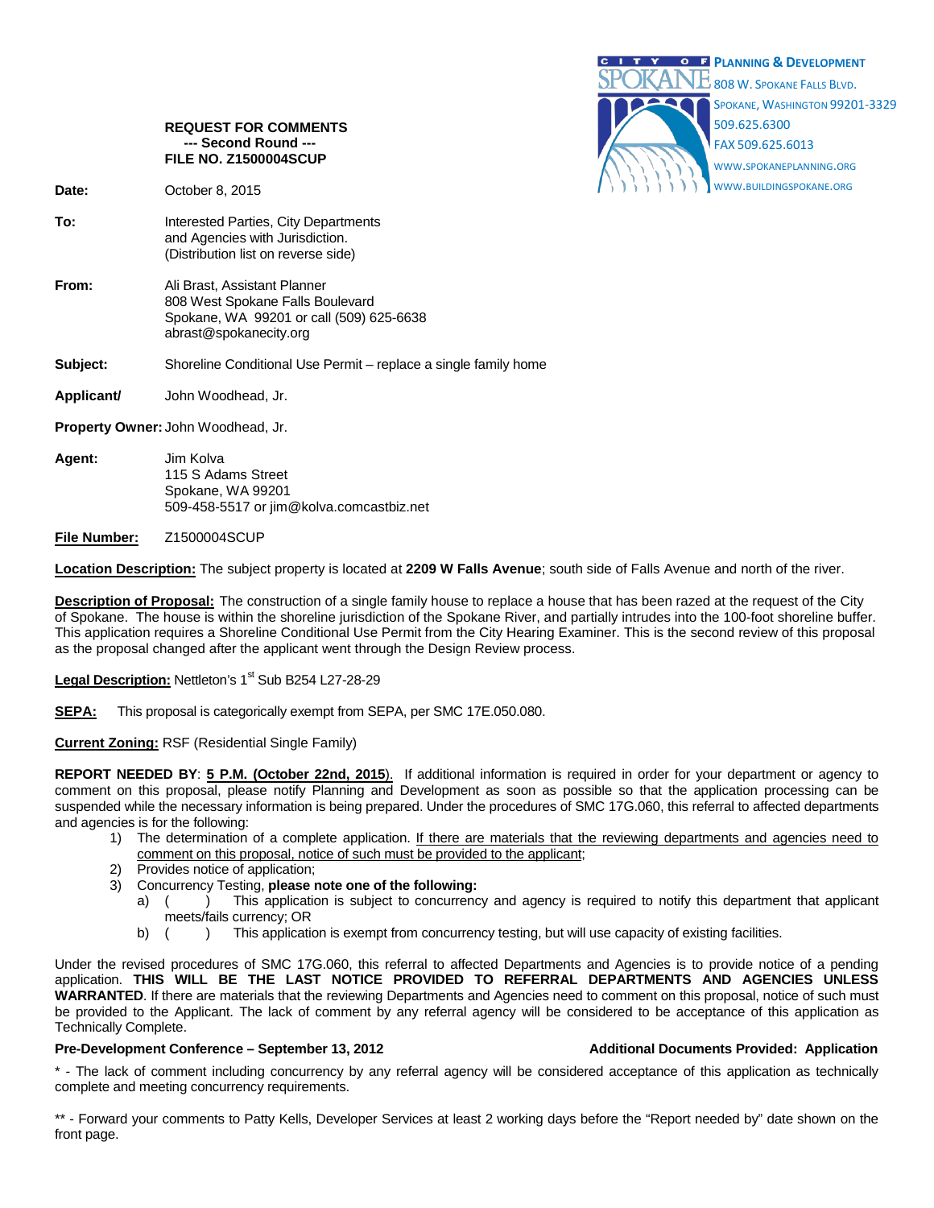CITY OF SPOKANE **PLANNING & DEVELOPMENT**
808 W. SPOKANE FALLS BLVD.
SPOKANE, WASHINGTON 99201-3329
509.625.6300
FAX 509.625.6013
WWW.SPOKANEPLANNING.ORG
WWW.BUILDINGSPOKANE.ORG

**REQUEST FOR COMMENTS**
**--- Second Round ---**
**FILE NO. Z1500004SCUP**

**Date:** October 8, 2015

**To:** Interested Parties, City Departments and Agencies with Jurisdiction. (Distribution list on reverse side)

**From:** Ali Brast, Assistant Planner
808 West Spokane Falls Boulevard
Spokane, WA 99201 or call (509) 625-6638
abrast@spokanecity.org

**Subject:** Shoreline Conditional Use Permit – replace a single family home

**Applicant/** John Woodhead, Jr.

**Property Owner:** John Woodhead, Jr.

**Agent:** Jim Kolva
115 S Adams Street
Spokane, WA 99201
509-458-5517 or jim@kolva.comcastbiz.net

**File Number:** Z1500004SCUP

**Location Description:** The subject property is located at **2209 W Falls Avenue**; south side of Falls Avenue and north of the river.

**Description of Proposal:** The construction of a single family house to replace a house that has been razed at the request of the City of Spokane. The house is within the shoreline jurisdiction of the Spokane River, and partially intrudes into the 100-foot shoreline buffer. This application requires a Shoreline Conditional Use Permit from the City Hearing Examiner. This is the second review of this proposal as the proposal changed after the applicant went through the Design Review process.

**Legal Description:** Nettleton's 1st Sub B254 L27-28-29

**SEPA:** This proposal is categorically exempt from SEPA, per SMC 17E.050.080.

**Current Zoning:** RSF (Residential Single Family)

**REPORT NEEDED BY**: **5 P.M. (October 22nd, 2015**). If additional information is required in order for your department or agency to comment on this proposal, please notify Planning and Development as soon as possible so that the application processing can be suspended while the necessary information is being prepared. Under the procedures of SMC 17G.060, this referral to affected departments and agencies is for the following:

1) The determination of a complete application. If there are materials that the reviewing departments and agencies need to comment on this proposal, notice of such must be provided to the applicant;
2) Provides notice of application;
3) Concurrency Testing, **please note one of the following:**
   a) ( ) This application is subject to concurrency and agency is required to notify this department that applicant meets/fails currency; OR
   b) ( ) This application is exempt from concurrency testing, but will use capacity of existing facilities.

Under the revised procedures of SMC 17G.060, this referral to affected Departments and Agencies is to provide notice of a pending application. **THIS WILL BE THE LAST NOTICE PROVIDED TO REFERRAL DEPARTMENTS AND AGENCIES UNLESS WARRANTED**. If there are materials that the reviewing Departments and Agencies need to comment on this proposal, notice of such must be provided to the Applicant. The lack of comment by any referral agency will be considered to be acceptance of this application as Technically Complete.

**Pre-Development Conference – September 13, 2012** **Additional Documents Provided: Application**

* - The lack of comment including concurrency by any referral agency will be considered acceptance of this application as technically complete and meeting concurrency requirements.

** - Forward your comments to Patty Kells, Developer Services at least 2 working days before the "Report needed by" date shown on the front page.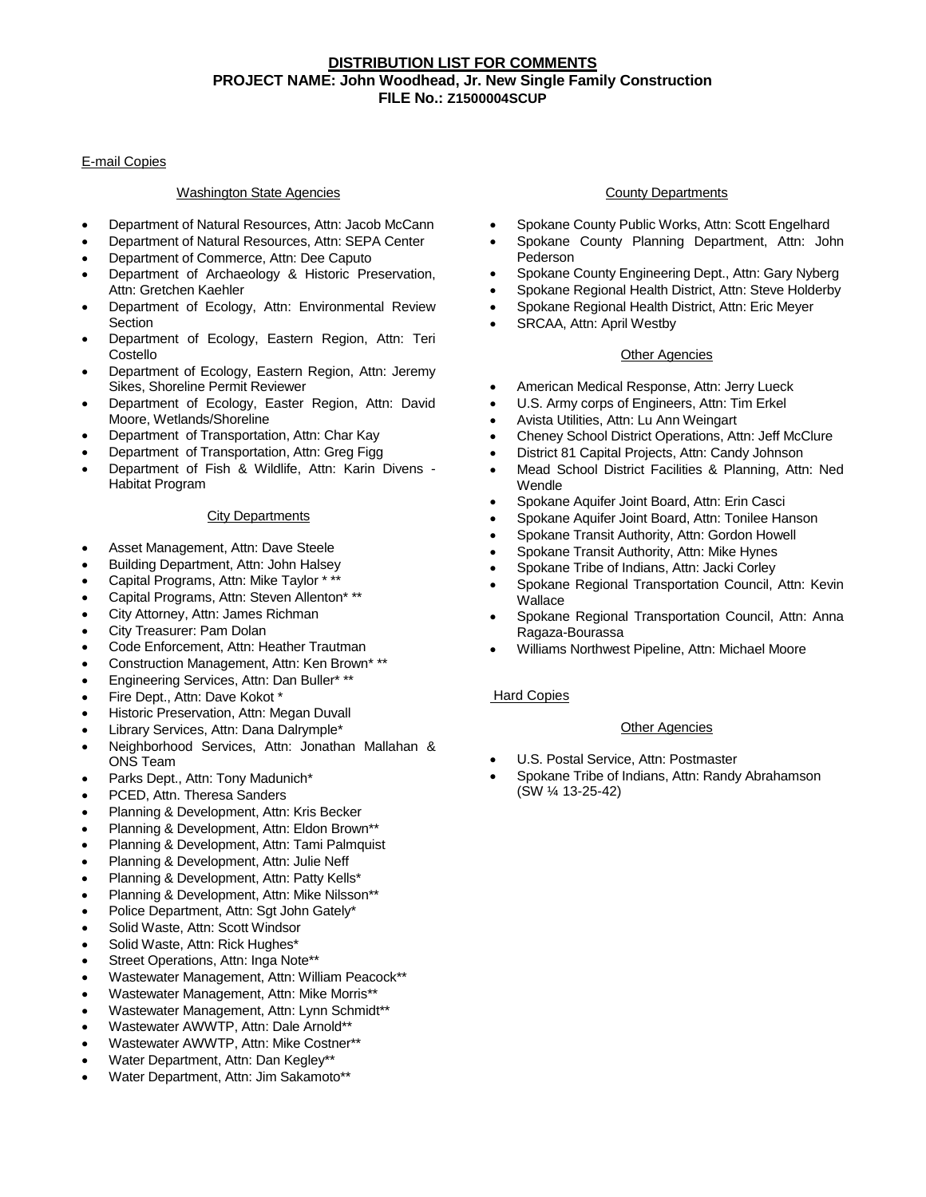**DISTRIBUTION LIST FOR COMMENTS**
**PROJECT NAME: John Woodhead, Jr. New Single Family Construction**
**FILE No.: Z1500004SCUP**

E-mail Copies

Washington State Agencies

- Department of Natural Resources, Attn: Jacob McCann
- Department of Natural Resources, Attn: SEPA Center
- Department of Commerce, Attn: Dee Caputo
- Department of Archaeology & Historic Preservation, Attn: Gretchen Kaehler
- Department of Ecology, Attn: Environmental Review Section
- Department of Ecology, Eastern Region, Attn: Teri Costello
- Department of Ecology, Eastern Region, Attn: Jeremy Sikes, Shoreline Permit Reviewer
- Department of Ecology, Easter Region, Attn: David Moore, Wetlands/Shoreline
- Department of Transportation, Attn: Char Kay
- Department of Transportation, Attn: Greg Figg
- Department of Fish & Wildlife, Attn: Karin Divens - Habitat Program

City Departments

- Asset Management, Attn: Dave Steele
- Building Department, Attn: John Halsey
- Capital Programs, Attn: Mike Taylor * **
- Capital Programs, Attn: Steven Allenton* **
- City Attorney, Attn: James Richman
- City Treasurer: Pam Dolan
- Code Enforcement, Attn: Heather Trautman
- Construction Management, Attn: Ken Brown* **
- Engineering Services, Attn: Dan Buller* **
- Fire Dept., Attn: Dave Kokot *
- Historic Preservation, Attn: Megan Duvall
- Library Services, Attn: Dana Dalrymple*
- Neighborhood Services, Attn: Jonathan Mallahan & ONS Team
- Parks Dept., Attn: Tony Madunich*
- PCED, Attn. Theresa Sanders
- Planning & Development, Attn: Kris Becker
- Planning & Development, Attn: Eldon Brown**
- Planning & Development, Attn: Tami Palmquist
- Planning & Development, Attn: Julie Neff
- Planning & Development, Attn: Patty Kells*
- Planning & Development, Attn: Mike Nilsson**
- Police Department, Attn: Sgt John Gately*
- Solid Waste, Attn: Scott Windsor
- Solid Waste, Attn: Rick Hughes*
- Street Operations, Attn: Inga Note**
- Wastewater Management, Attn: William Peacock**
- Wastewater Management, Attn: Mike Morris**
- Wastewater Management, Attn: Lynn Schmidt**
- Wastewater AWWTP, Attn: Dale Arnold**
- Wastewater AWWTP, Attn: Mike Costner**
- Water Department, Attn: Dan Kegley**
- Water Department, Attn: Jim Sakamoto**

County Departments

- Spokane County Public Works, Attn: Scott Engelhard
- Spokane County Planning Department, Attn: John Pederson
- Spokane County Engineering Dept., Attn: Gary Nyberg
- Spokane Regional Health District, Attn: Steve Holderby
- Spokane Regional Health District, Attn: Eric Meyer
- SRCAA, Attn: April Westby

Other Agencies

- American Medical Response, Attn: Jerry Lueck
- U.S. Army corps of Engineers, Attn: Tim Erkel
- Avista Utilities, Attn: Lu Ann Weingart
- Cheney School District Operations, Attn: Jeff McClure
- District 81 Capital Projects, Attn: Candy Johnson
- Mead School District Facilities & Planning, Attn: Ned Wendle
- Spokane Aquifer Joint Board, Attn: Erin Casci
- Spokane Aquifer Joint Board, Attn: Tonilee Hanson
- Spokane Transit Authority, Attn: Gordon Howell
- Spokane Transit Authority, Attn: Mike Hynes
- Spokane Tribe of Indians, Attn: Jacki Corley
- Spokane Regional Transportation Council, Attn: Kevin Wallace
- Spokane Regional Transportation Council, Attn: Anna Ragaza-Bourassa
- Williams Northwest Pipeline, Attn: Michael Moore

Hard Copies

Other Agencies

- U.S. Postal Service, Attn: Postmaster
- Spokane Tribe of Indians, Attn: Randy Abrahamson (SW ¼ 13-25-42)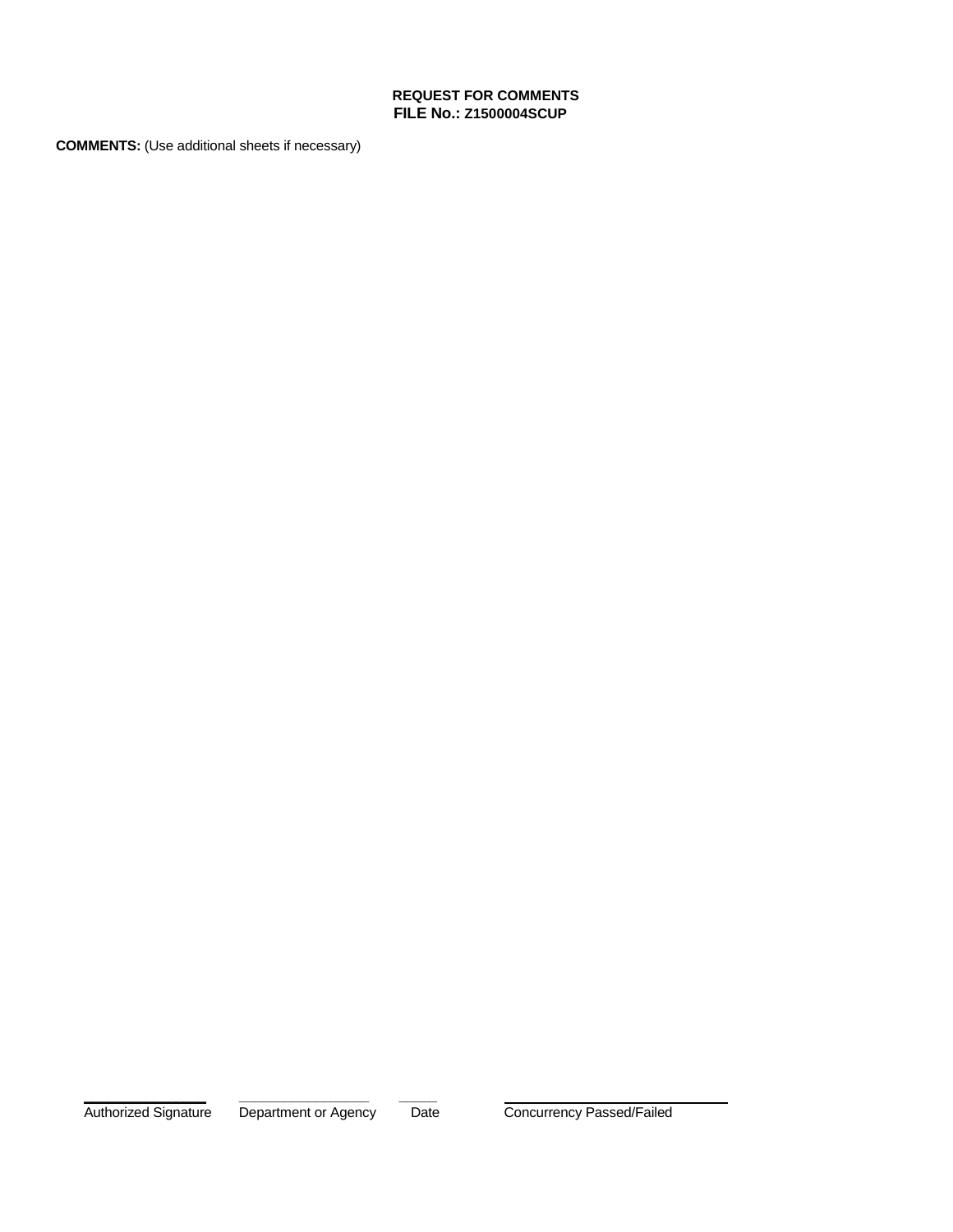**REQUEST FOR COMMENTS**
**FILE No.: Z1500004SCUP**

**COMMENTS:** (Use additional sheets if necessary)

| | | | |
|---|---|---|---|
| Authorized Signature | Department or Agency | Date | Concurrency Passed/Failed |